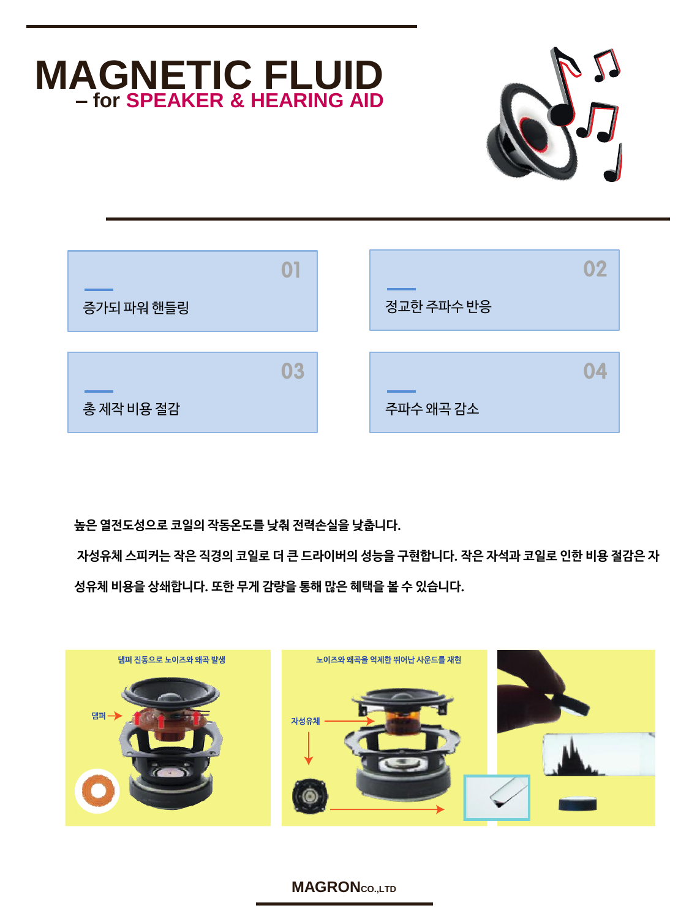# MAGNETIC FLUID

## – for SPEAKER & HEARING AID

01
증가되 파워 핸들링

02
정교한 주파수 반응

03
총 제작 비용 절감

04
주파수 왜곡 감소

높은 열전도성으로 코일의 작동온도를 낮춰 전력손실을 낮춥니다.

자성유체 스피커는 작은 직경의 코일로 더 큰 드라이버의 성능을 구현합니다. 작은 자석과 코일로 인한 비용 절감은 자성유체 비용을 상쇄합니다. 또한 무게 감량을 통해 많은 혜택을 볼 수 있습니다.

댐퍼 진동으로 노이즈와 왜곡 발생

댐퍼

노이즈와 왜곡을 억제한 뛰어난 사운드를 재현

자성유체

MAGRONCO.,LTD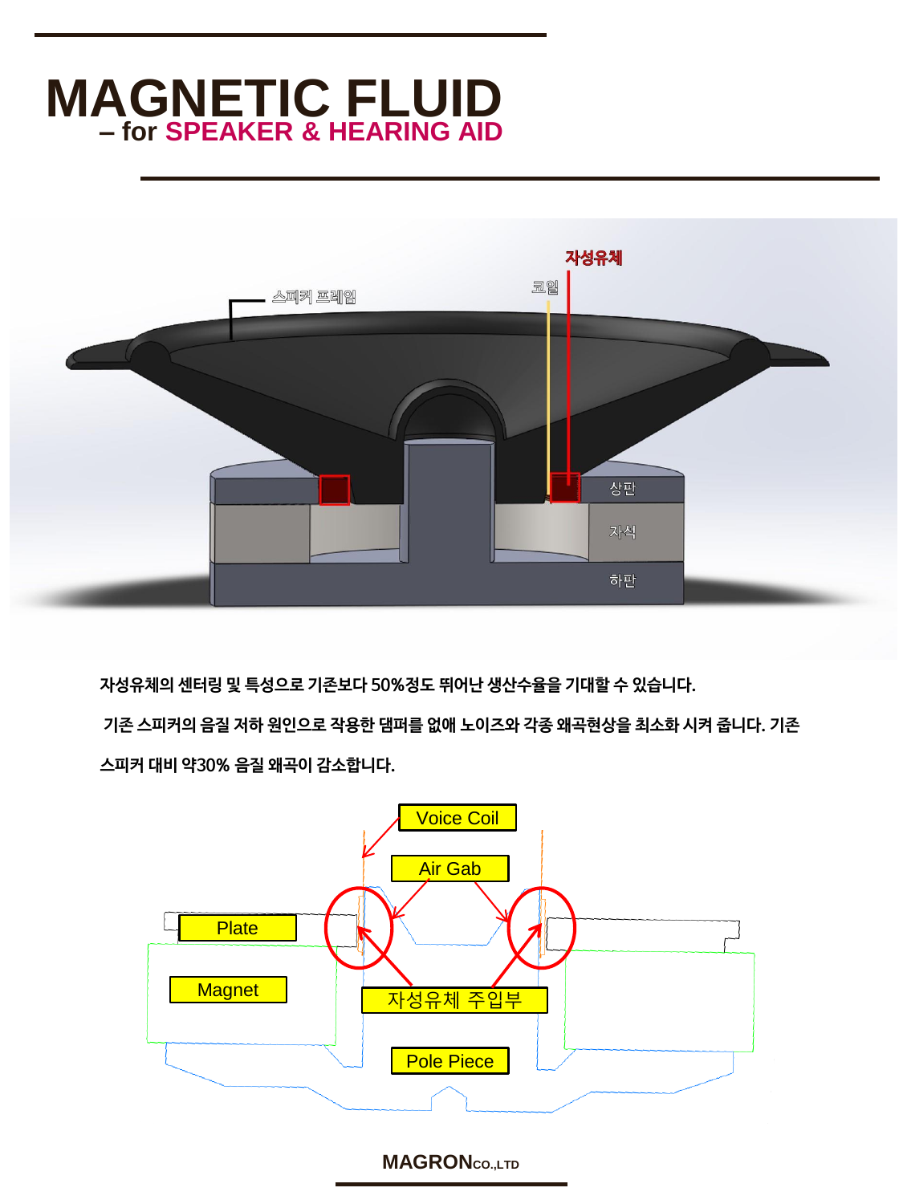# MAGNETIC FLUID
## – for SPEAKER & HEARING AID

스피커 프레임

코일

자성유체

상판

자석

하판

**자성유체의 센터링 및 특성으로 기존보다 50%정도 뛰어난 생산수율을 기대할 수 있습니다.**

**기존 스피커의 음질 저하 원인으로 작용한 댐퍼를 없애 노이즈와 각종 왜곡현상을 최소화 시켜 줍니다. 기존 스피커 대비 약30% 음질 왜곡이 감소합니다.**

Voice Coil

Air Gab

Plate

Magnet

자성유체 주입부

Pole Piece

**MAGRON**CO.,LTD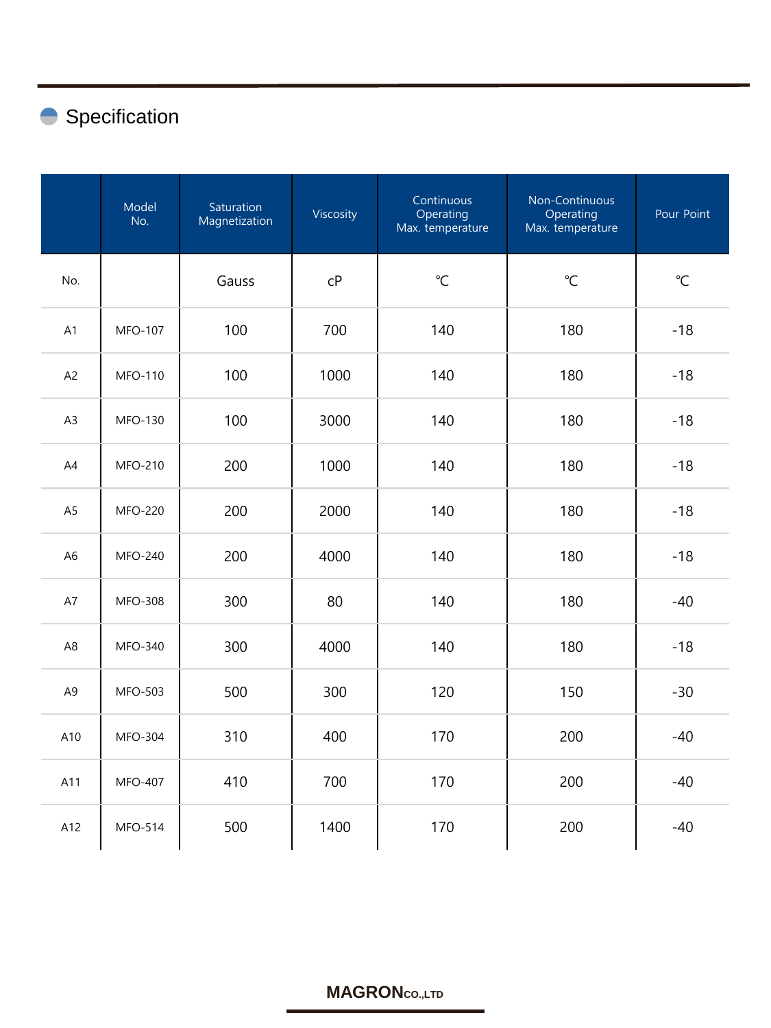## Specification

| | Model No. | Saturation Magnetization | Viscosity | Continuous Operating Max. temperature | Non-Continuous Operating Max. temperature | Pour Point |
|---|---|---|---|---|---|---|
| No. | | Gauss | cP | ℃ | ℃ | ℃ |
| A1 | MFO-107 | 100 | 700 | 140 | 180 | -18 |
| A2 | MFO-110 | 100 | 1000 | 140 | 180 | -18 |
| A3 | MFO-130 | 100 | 3000 | 140 | 180 | -18 |
| A4 | MFO-210 | 200 | 1000 | 140 | 180 | -18 |
| A5 | MFO-220 | 200 | 2000 | 140 | 180 | -18 |
| A6 | MFO-240 | 200 | 4000 | 140 | 180 | -18 |
| A7 | MFO-308 | 300 | 80 | 140 | 180 | -40 |
| A8 | MFO-340 | 300 | 4000 | 140 | 180 | -18 |
| A9 | MFO-503 | 500 | 300 | 120 | 150 | -30 |
| A10 | MFO-304 | 310 | 400 | 170 | 200 | -40 |
| A11 | MFO-407 | 410 | 700 | 170 | 200 | -40 |
| A12 | MFO-514 | 500 | 1400 | 170 | 200 | -40 |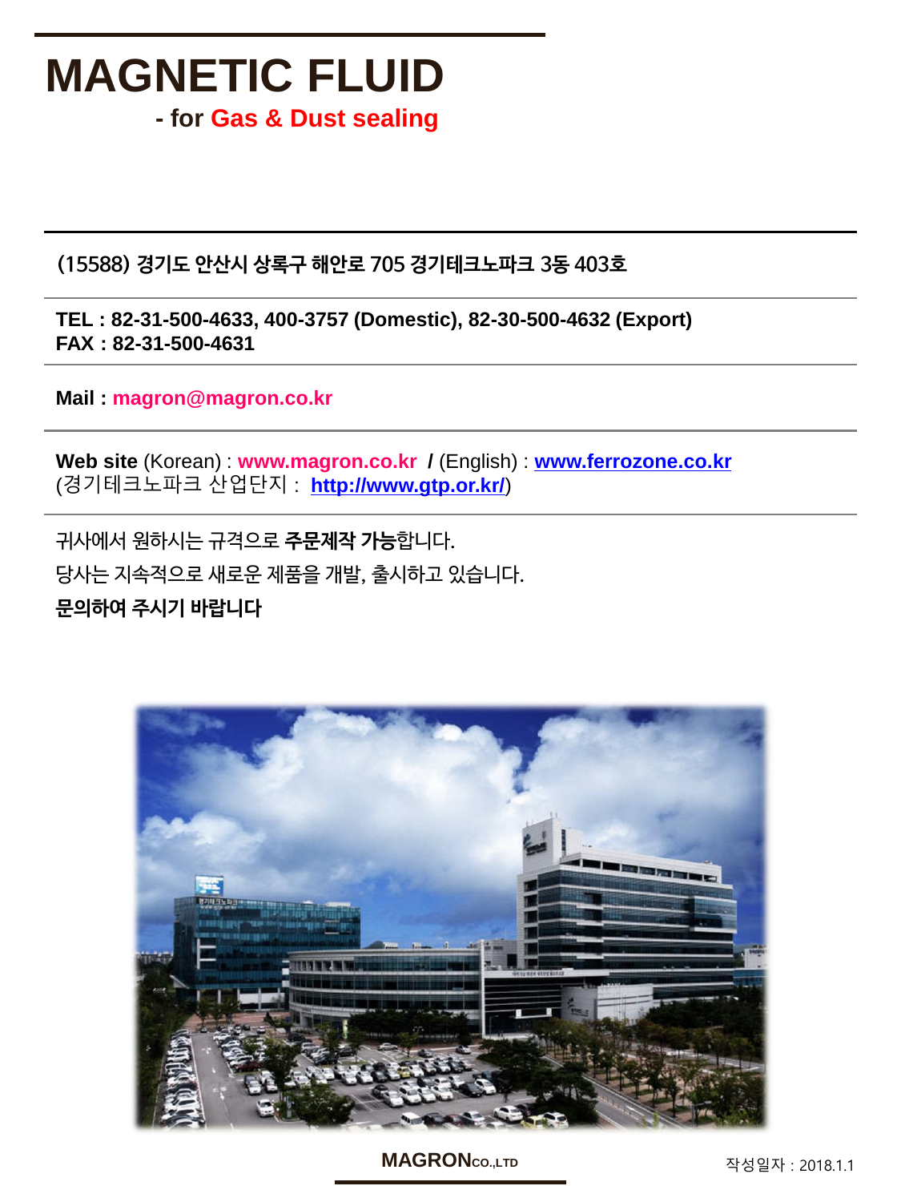# MAGNETIC FLUID

**- for Gas & Dust sealing**

**(15588) 경기도 안산시 상록구 해안로 705 경기테크노파크 3동 403호**

**TEL : 82-31-500-4633, 400-3757 (Domestic), 82-30-500-4632 (Export)**
**FAX : 82-31-500-4631**

**Mail : magron@magron.co.kr**

**Web site** (Korean) : **www.magron.co.kr** **/** (English) : **www.ferrozone.co.kr**
(경기테크노파크 산업단지 : **http://www.gtp.or.kr/**)

귀사에서 원하시는 규격으로 **주문제작 가능**합니다.

당사는 지속적으로 새로운 제품을 개발, 출시하고 있습니다.

**문의하여 주시기 바랍니다**

**MAGRON CO.,LTD**

작성일자 : 2018.1.1